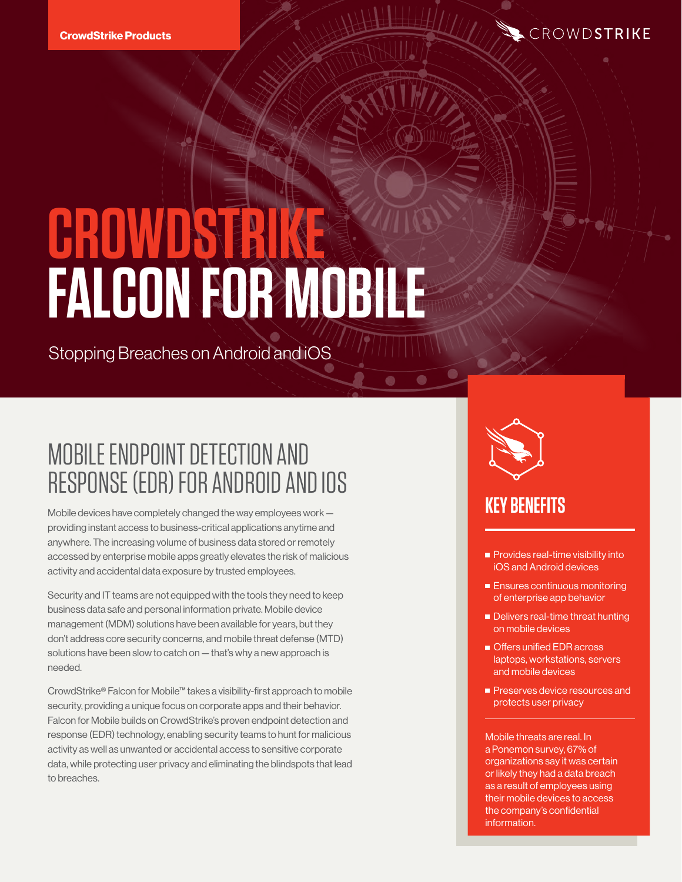CrowdStrike Products

# CROWDSTRIKE FALCON FOR MOBILE

Stopping Breaches on Android and iOS

## MOBILE ENDPOINT DETECTION AND RESPONSE (EDR) FOR ANDROID AND IOS

Mobile devices have completely changed the way employees work — providing instant access to business-critical applications anytime and anywhere. The increasing volume of business data stored or remotely accessed by enterprise mobile apps greatly elevates the risk of malicious activity and accidental data exposure by trusted employees.

Security and IT teams are not equipped with the tools they need to keep business data safe and personal information private. Mobile device management (MDM) solutions have been available for years, but they don't address core security concerns, and mobile threat defense (MTD) solutions have been slow to catch on — that's why a new approach is needed.

CrowdStrike® Falcon for Mobile™ takes a visibility-first approach to mobile security, providing a unique focus on corporate apps and their behavior. Falcon for Mobile builds on CrowdStrike's proven endpoint detection and response (EDR) technology, enabling security teams to hunt for malicious activity as well as unwanted or accidental access to sensitive corporate data, while protecting user privacy and eliminating the blindspots that lead to breaches.

## KEY BENEFITS

- Provides real-time visibility into iOS and Android devices
- Ensures continuous monitoring of enterprise app behavior
- Delivers real-time threat hunting on mobile devices
- Offers unified EDR across laptops, workstations, servers and mobile devices
- Preserves device resources and protects user privacy

Mobile threats are real. In a Ponemon survey, 67% of organizations say it was certain or likely they had a data breach as a result of employees using their mobile devices to access the company's confidential information.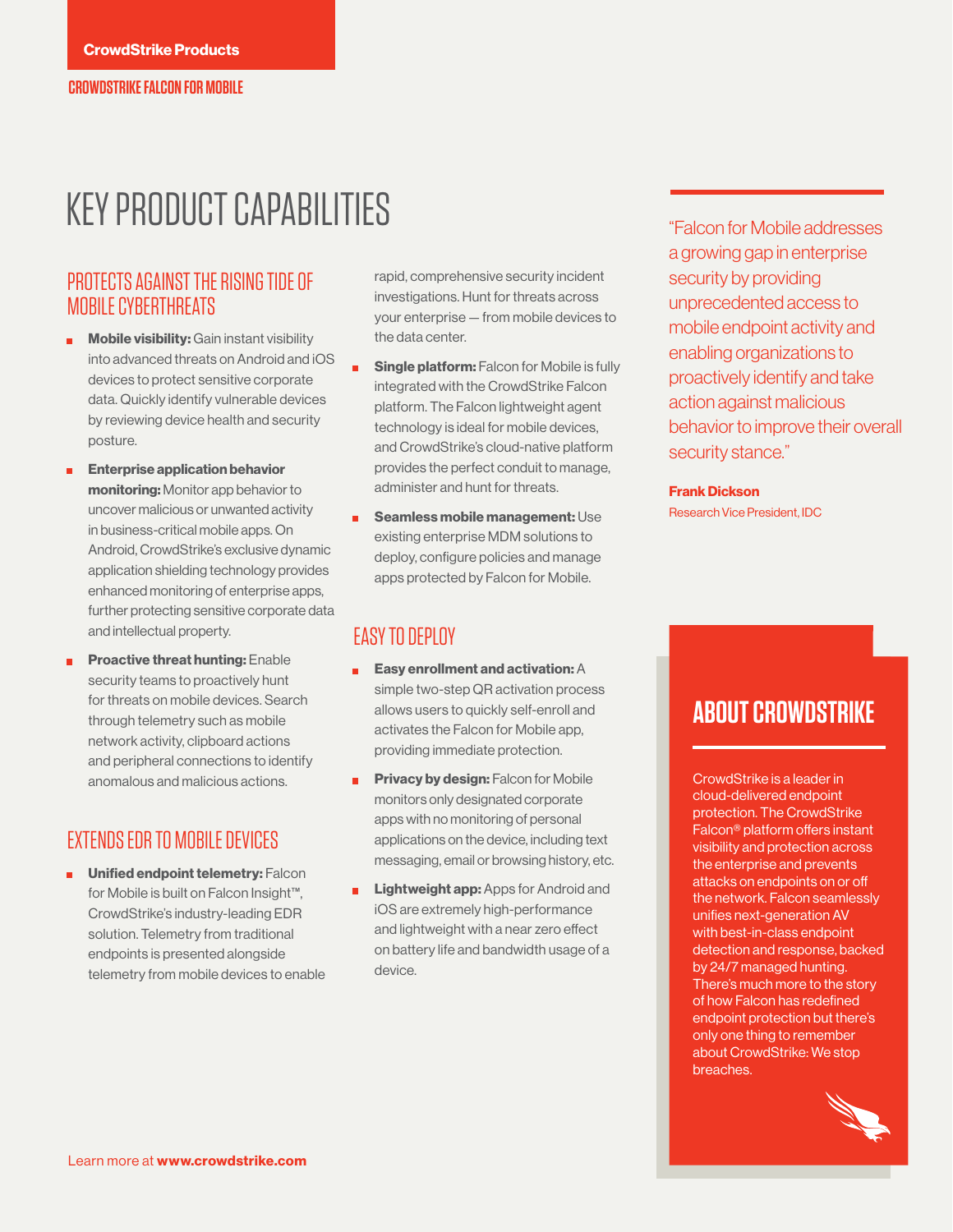CROWDSTRIKE FALCON FOR MOBILE

# KEY PRODUCT CAPABILITIES

## PROTECTS AGAINST THE RISING TIDE OF MOBILE CYBERTHREATS

- **Mobile visibility:** Gain instant visibility into advanced threats on Android and iOS devices to protect sensitive corporate data. Quickly identify vulnerable devices by reviewing device health and security posture.
- **Enterprise application behavior monitoring:** Monitor app behavior to uncover malicious or unwanted activity in business-critical mobile apps. On Android, CrowdStrike's exclusive dynamic application shielding technology provides enhanced monitoring of enterprise apps, further protecting sensitive corporate data and intellectual property.
- **Proactive threat hunting:** Enable security teams to proactively hunt for threats on mobile devices. Search through telemetry such as mobile network activity, clipboard actions and peripheral connections to identify anomalous and malicious actions.

## EXTENDS EDR TO MOBILE DEVICES

- **Unified endpoint telemetry:** Falcon for Mobile is built on Falcon Insight™, CrowdStrike's industry-leading EDR solution. Telemetry from traditional endpoints is presented alongside telemetry from mobile devices to enable rapid, comprehensive security incident investigations. Hunt for threats across your enterprise — from mobile devices to the data center.
- **Single platform:** Falcon for Mobile is fully integrated with the CrowdStrike Falcon platform. The Falcon lightweight agent technology is ideal for mobile devices, and CrowdStrike's cloud-native platform provides the perfect conduit to manage, administer and hunt for threats.
- **Seamless mobile management:** Use existing enterprise MDM solutions to deploy, configure policies and manage apps protected by Falcon for Mobile.

## EASY TO DEPLOY

- **Easy enrollment and activation:** A simple two-step QR activation process allows users to quickly self-enroll and activates the Falcon for Mobile app, providing immediate protection.
- **Privacy by design:** Falcon for Mobile monitors only designated corporate apps with no monitoring of personal applications on the device, including text messaging, email or browsing history, etc.
- **Lightweight app:** Apps for Android and iOS are extremely high-performance and lightweight with a near zero effect on battery life and bandwidth usage of a device.

"Falcon for Mobile addresses a growing gap in enterprise security by providing unprecedented access to mobile endpoint activity and enabling organizations to proactively identify and take action against malicious behavior to improve their overall security stance."

**Frank Dickson**
Research Vice President, IDC

## ABOUT CROWDSTRIKE

CrowdStrike is a leader in cloud-delivered endpoint protection. The CrowdStrike Falcon® platform offers instant visibility and protection across the enterprise and prevents attacks on endpoints on or off the network. Falcon seamlessly unifies next-generation AV with best-in-class endpoint detection and response, backed by 24/7 managed hunting. There's much more to the story of how Falcon has redefined endpoint protection but there's only one thing to remember about CrowdStrike: We stop breaches.

Learn more at **www.crowdstrike.com**